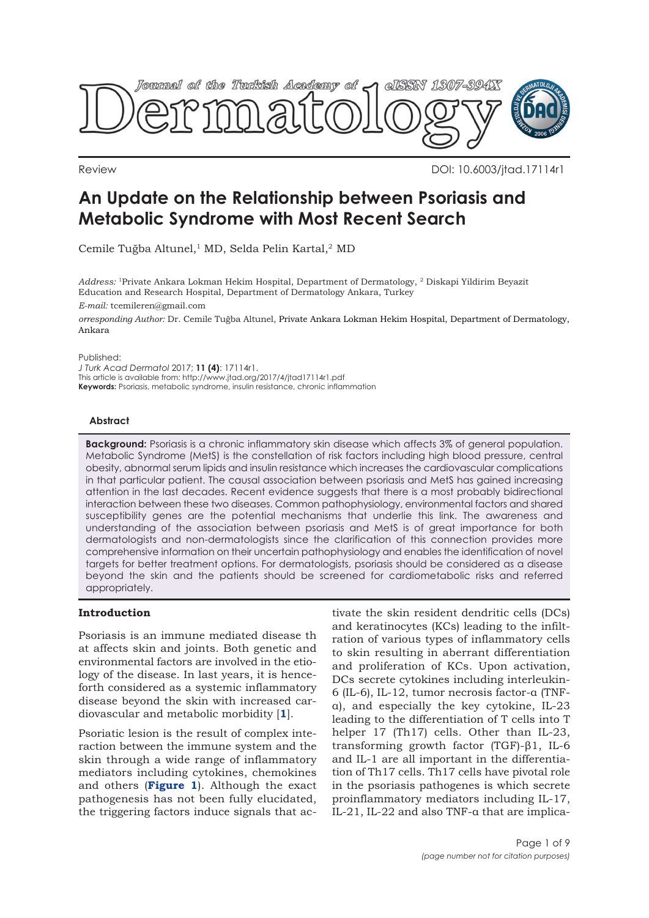Review DOI: 10.6003/jtad.17114r1

# An Update on the Relationship between Psoriasis and Metabolic Syndrome with Most Recent Search

Cemile Tuğba Altunel,[1] MD, Selda Pelin Kartal,[2] MD

*Address:* [1]Private Ankara Lokman Hekim Hospital, Department of Dermatology, [2] Diskapi Yildirim Beyazit Education and Research Hospital, Department of Dermatology Ankara, Turkey

*E-mail:* tcemileren@gmail.com

*orresponding Author:* Dr. Cemile Tuğba Altunel, Private Ankara Lokman Hekim Hospital, Department of Dermatology, Ankara

Published:
*J Turk Acad Dermatol* 2017; **11 (4)**: 17114r1.
This article is available from: http://www.jtad.org/2017/4/jtad17114r1.pdf
**Keywords:** Psoriasis, metabolic syndrome, insulin resistance, chronic inflammation

### Abstract

**Background:** Psoriasis is a chronic inflammatory skin disease which affects 3% of general population. Metabolic Syndrome (MetS) is the constellation of risk factors including high blood pressure, central obesity, abnormal serum lipids and insulin resistance which increases the cardiovascular complications in that particular patient. The causal association between psoriasis and MetS has gained increasing attention in the last decades. Recent evidence suggests that there is a most probably bidirectional interaction between these two diseases. Common pathophysiology, environmental factors and shared susceptibility genes are the potential mechanisms that underlie this link. The awareness and understanding of the association between psoriasis and MetS is of great importance for both dermatologists and non-dermatologists since the clarification of this connection provides more comprehensive information on their uncertain pathophysiology and enables the identification of novel targets for better treatment options. For dermatologists, psoriasis should be considered as a disease beyond the skin and the patients should be screened for cardiometabolic risks and referred appropriately.

## Introduction

Psoriasis is an immune mediated disease th at affects skin and joints. Both genetic and environmental factors are involved in the etiology of the disease. In last years, it is henceforth considered as a systemic inflammatory disease beyond the skin with increased cardiovascular and metabolic morbidity [1].

Psoriatic lesion is the result of complex interaction between the immune system and the skin through a wide range of inflammatory mediators including cytokines, chemokines and others (**Figure 1**). Although the exact pathogenesis has not been fully elucidated, the triggering factors induce signals that activate the skin resident dendritic cells (DCs) and keratinocytes (KCs) leading to the infiltration of various types of inflammatory cells to skin resulting in aberrant differentiation and proliferation of KCs. Upon activation, DCs secrete cytokines including interleukin-6 (IL-6), IL-12, tumor necrosis factor-α (TNF-α), and especially the key cytokine, IL-23 leading to the differentiation of T cells into T helper 17 (Th17) cells. Other than IL-23, transforming growth factor (TGF)-β1, IL-6 and IL-1 are all important in the differentiation of Th17 cells. Th17 cells have pivotal role in the psoriasis pathogenes is which secrete proinflammatory mediators including IL-17, IL-21, IL-22 and also TNF-α that are implica-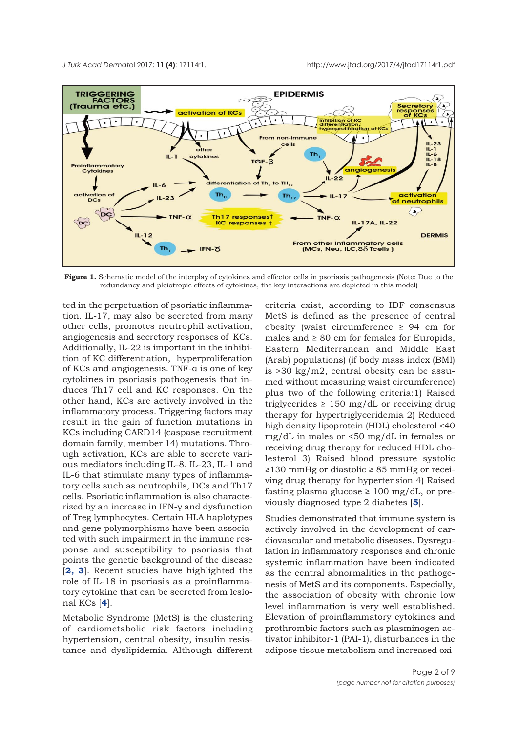**Figure 1.** Schematic model of the interplay of cytokines and effector cells in psoriasis pathogenesis (Note: Due to the redundancy and pleiotropic effects of cytokines, the key interactions are depicted in this model)

ted in the perpetuation of psoriatic inflammation. IL-17, may also be secreted from many other cells, promotes neutrophil activation, angiogenesis and secretory responses of KCs. Additionally, IL-22 is important in the inhibition of KC differentiation, hyperproliferation of KCs and angiogenesis. TNF-α is one of key cytokines in psoriasis pathogenesis that induces Th17 cell and KC responses. On the other hand, KCs are actively involved in the inflammatory process. Triggering factors may result in the gain of function mutations in KCs including CARD14 (caspase recruitment domain family, member 14) mutations. Through activation, KCs are able to secrete various mediators including IL-8, IL-23, IL-1 and IL-6 that stimulate many types of inflammatory cells such as neutrophils, DCs and Th17 cells. Psoriatic inflammation is also characterized by an increase in IFN-γ and dysfunction of Treg lymphocytes. Certain HLA haplotypes and gene polymorphisms have been associated with such impairment in the immune response and susceptibility to psoriasis that points the genetic background of the disease [2, 3]. Recent studies have highlighted the role of IL-18 in psoriasis as a proinflammatory cytokine that can be secreted from lesional KCs [4].

Metabolic Syndrome (MetS) is the clustering of cardiometabolic risk factors including hypertension, central obesity, insulin resistance and dyslipidemia. Although different criteria exist, according to IDF consensus MetS is defined as the presence of central obesity (waist circumference ≥ 94 cm for males and ≥ 80 cm for females for Europids, Eastern Mediterranean and Middle East (Arab) populations) (if body mass index (BMI) is >30 kg/m2, central obesity can be assumed without measuring waist circumference) plus two of the following criteria: 1) Raised triglycerides ≥ 150 mg/dL or receiving drug therapy for hypertriglyceridemia 2) Reduced high density lipoprotein (HDL) cholesterol <40 mg/dL in males or <50 mg/dL in females or receiving drug therapy for reduced HDL cholesterol 3) Raised blood pressure systolic ≥130 mmHg or diastolic ≥ 85 mmHg or receiving drug therapy for hypertension 4) Raised fasting plasma glucose ≥ 100 mg/dL, or previously diagnosed type 2 diabetes [5].

Studies demonstrated that immune system is actively involved in the development of cardiovascular and metabolic diseases. Dysregulation in inflammatory responses and chronic systemic inflammation have been indicated as the central abnormalities in the pathogenesis of MetS and its components. Especially, the association of obesity with chronic low level inflammation is very well established. Elevation of proinflammatory cytokines and prothrombic factors such as plasminogen activator inhibitor-1 (PAI-1), disturbances in the adipose tissue metabolism and increased oxi-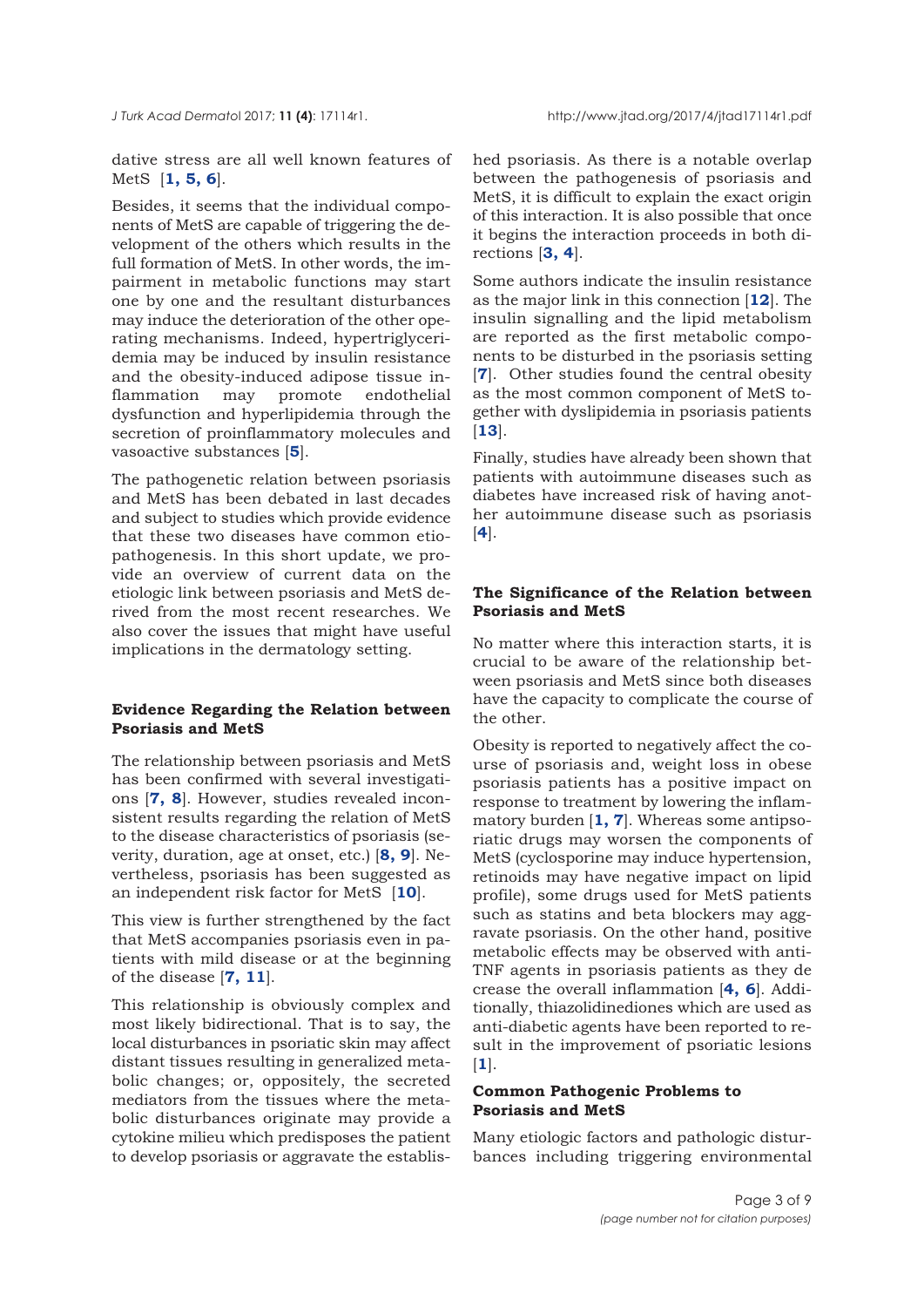dative stress are all well known features of MetS [**1, 5, 6**].

Besides, it seems that the individual components of MetS are capable of triggering the development of the others which results in the full formation of MetS. In other words, the impairment in metabolic functions may start one by one and the resultant disturbances may induce the deterioration of the other operating mechanisms. Indeed, hypertriglyceridemia may be induced by insulin resistance and the obesity-induced adipose tissue inflammation may promote endothelial dysfunction and hyperlipidemia through the secretion of proinflammatory molecules and vasoactive substances [**5**].

The pathogenetic relation between psoriasis and MetS has been debated in last decades and subject to studies which provide evidence that these two diseases have common etiopathogenesis. In this short update, we provide an overview of current data on the etiologic link between psoriasis and MetS derived from the most recent researches. We also cover the issues that might have useful implications in the dermatology setting.

### Evidence Regarding the Relation between Psoriasis and MetS

The relationship between psoriasis and MetS has been confirmed with several investigations [**7, 8**]. However, studies revealed inconsistent results regarding the relation of MetS to the disease characteristics of psoriasis (severity, duration, age at onset, etc.) [**8, 9**]. Nevertheless, psoriasis has been suggested as an independent risk factor for MetS [**10**].

This view is further strengthened by the fact that MetS accompanies psoriasis even in patients with mild disease or at the beginning of the disease [**7, 11**].

This relationship is obviously complex and most likely bidirectional. That is to say, the local disturbances in psoriatic skin may affect distant tissues resulting in generalized metabolic changes; or, oppositely, the secreted mediators from the tissues where the metabolic disturbances originate may provide a cytokine milieu which predisposes the patient to develop psoriasis or aggravate the established psoriasis. As there is a notable overlap between the pathogenesis of psoriasis and MetS, it is difficult to explain the exact origin of this interaction. It is also possible that once it begins the interaction proceeds in both directions [**3, 4**].

Some authors indicate the insulin resistance as the major link in this connection [**12**]. The insulin signalling and the lipid metabolism are reported as the first metabolic components to be disturbed in the psoriasis setting [**7**]. Other studies found the central obesity as the most common component of MetS together with dyslipidemia in psoriasis patients [**13**].

Finally, studies have already been shown that patients with autoimmune diseases such as diabetes have increased risk of having another autoimmune disease such as psoriasis [**4**].

### The Significance of the Relation between Psoriasis and MetS

No matter where this interaction starts, it is crucial to be aware of the relationship between psoriasis and MetS since both diseases have the capacity to complicate the course of the other.

Obesity is reported to negatively affect the course of psoriasis and, weight loss in obese psoriasis patients has a positive impact on response to treatment by lowering the inflammatory burden [**1, 7**]. Whereas some antipsoriatic drugs may worsen the components of MetS (cyclosporine may induce hypertension, retinoids may have negative impact on lipid profile), some drugs used for MetS patients such as statins and beta blockers may aggravate psoriasis. On the other hand, positive metabolic effects may be observed with anti-TNF agents in psoriasis patients as they decrease the overall inflammation [**4, 6**]. Additionally, thiazolidinediones which are used as anti-diabetic agents have been reported to result in the improvement of psoriatic lesions [**1**].

### Common Pathogenic Problems to Psoriasis and MetS

Many etiologic factors and pathologic disturbances including triggering environmental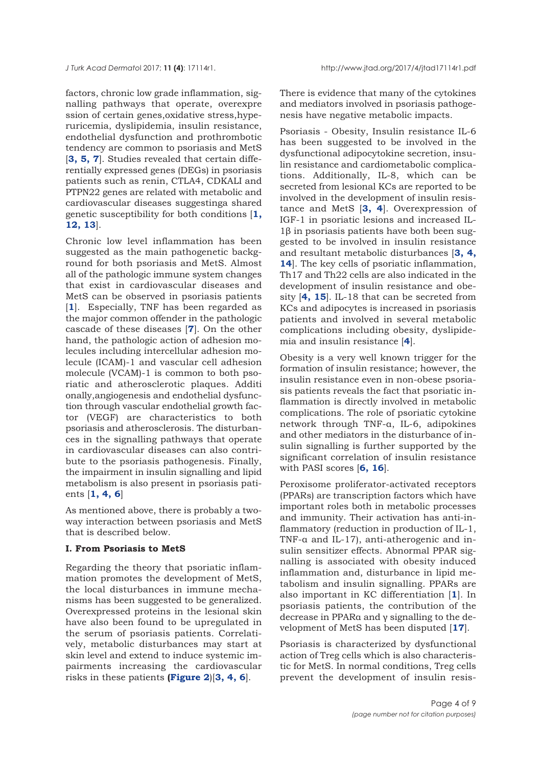factors, chronic low grade inflammation, signalling pathways that operate, overexpression of certain genes,oxidative stress,hyperuricemia, dyslipidemia, insulin resistance, endothelial dysfunction and prothrombotic tendency are common to psoriasis and MetS [**3, 5, 7**]. Studies revealed that certain differentially expressed genes (DEGs) in psoriasis patients such as renin, CTLA4, CDKALI and PTPN22 genes are related with metabolic and cardiovascular diseases suggestinga shared genetic susceptibility for both conditions [**1, 12, 13**].

Chronic low level inflammation has been suggested as the main pathogenetic background for both psoriasis and MetS. Almost all of the pathologic immune system changes that exist in cardiovascular diseases and MetS can be observed in psoriasis patients [**1**]. Especially, TNF has been regarded as the major common offender in the pathologic cascade of these diseases [**7**]. On the other hand, the pathologic action of adhesion molecules including intercellular adhesion molecule (ICAM)-1 and vascular cell adhesion molecule (VCAM)-1 is common to both psoriatic and atherosclerotic plaques. Additionally,angiogenesis and endothelial dysfunction through vascular endothelial growth factor (VEGF) are characteristics to both psoriasis and atherosclerosis. The disturbances in the signalling pathways that operate in cardiovascular diseases can also contribute to the psoriasis pathogenesis. Finally, the impairment in insulin signalling and lipid metabolism is also present in psoriasis patients [**1, 4, 6**]

As mentioned above, there is probably a two-way interaction between psoriasis and MetS that is described below.

**I. From Psoriasis to MetS**

Regarding the theory that psoriatic inflammation promotes the development of MetS, the local disturbances in immune mechanisms has been suggested to be generalized. Overexpressed proteins in the lesional skin have also been found to be upregulated in the serum of psoriasis patients. Correlatively, metabolic disturbances may start at skin level and extend to induce systemic impairments increasing the cardiovascular risks in these patients **(Figure 2)**[**3, 4, 6**].

There is evidence that many of the cytokines and mediators involved in psoriasis pathogenesis have negative metabolic impacts.

Psoriasis - Obesity, Insulin resistance IL-6 has been suggested to be involved in the dysfunctional adipocytokine secretion, insulin resistance and cardiometabolic complications. Additionally, IL-8, which can be secreted from lesional KCs are reported to be involved in the development of insulin resistance and MetS [**3, 4**]. Overexpression of IGF-1 in psoriatic lesions and increased IL-1β in psoriasis patients have both been suggested to be involved in insulin resistance and resultant metabolic disturbances [**3, 4, 14**]. The key cells of psoriatic inflammation, Th17 and Th22 cells are also indicated in the development of insulin resistance and obesity [**4, 15**]. IL-18 that can be secreted from KCs and adipocytes is increased in psoriasis patients and involved in several metabolic complications including obesity, dyslipidemia and insulin resistance [**4**].

Obesity is a very well known trigger for the formation of insulin resistance; however, the insulin resistance even in non-obese psoriasis patients reveals the fact that psoriatic inflammation is directly involved in metabolic complications. The role of psoriatic cytokine network through TNF-α, IL-6, adipokines and other mediators in the disturbance of insulin signalling is further supported by the significant correlation of insulin resistance with PASI scores [**6, 16**].

Peroxisome proliferator-activated receptors (PPARs) are transcription factors which have important roles both in metabolic processes and immunity. Their activation has anti-inflammatory (reduction in production of IL-1, TNF-α and IL-17), anti-atherogenic and insulin sensitizer effects. Abnormal PPAR signalling is associated with obesity induced inflammation and, disturbance in lipid metabolism and insulin signalling. PPARs are also important in KC differentiation [**1**]. In psoriasis patients, the contribution of the decrease in PPARα and γ signalling to the development of MetS has been disputed [**17**].

Psoriasis is characterized by dysfunctional action of Treg cells which is also characteristic for MetS. In normal conditions, Treg cells prevent the development of insulin resis-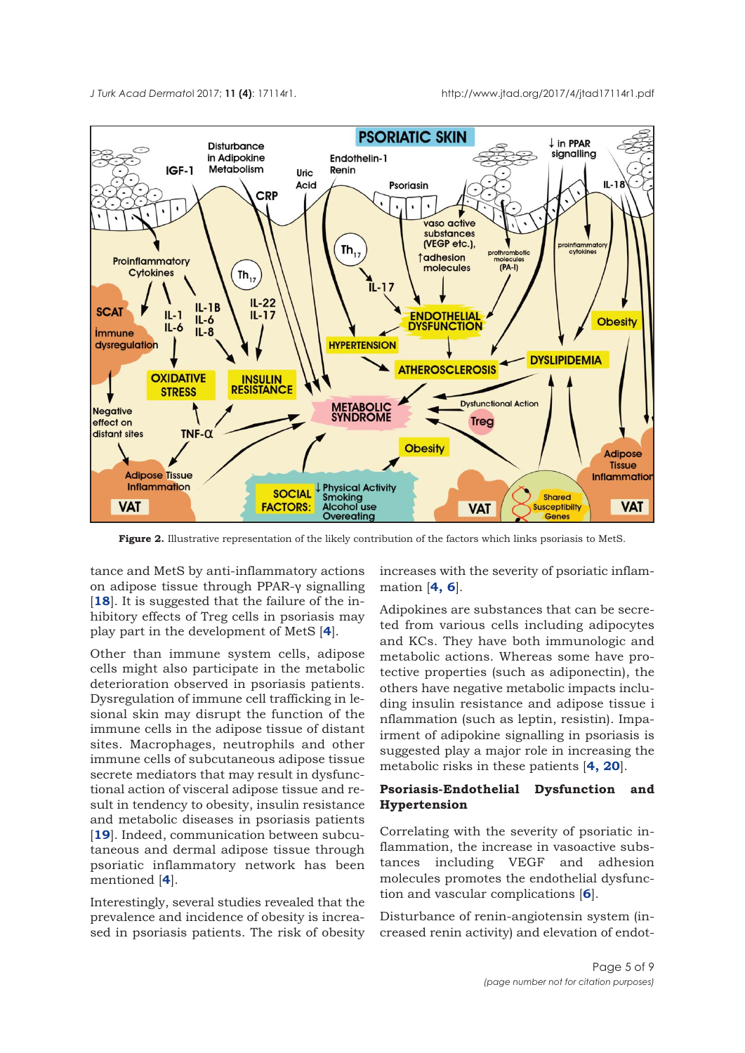**Figure 2.** Illustrative representation of the likely contribution of the factors which links psoriasis to MetS.

tance and MetS by anti-inflammatory actions on adipose tissue through PPAR-γ signalling [18]. It is suggested that the failure of the inhibitory effects of Treg cells in psoriasis may play part in the development of MetS [4].

Other than immune system cells, adipose cells might also participate in the metabolic deterioration observed in psoriasis patients. Dysregulation of immune cell trafficking in lesional skin may disrupt the function of the immune cells in the adipose tissue of distant sites. Macrophages, neutrophils and other immune cells of subcutaneous adipose tissue secrete mediators that may result in dysfunctional action of visceral adipose tissue and result in tendency to obesity, insulin resistance and metabolic diseases in psoriasis patients [19]. Indeed, communication between subcutaneous and dermal adipose tissue through psoriatic inflammatory network has been mentioned [4].

Interestingly, several studies revealed that the prevalence and incidence of obesity is increased in psoriasis patients. The risk of obesity increases with the severity of psoriatic inflammation [4, 6].

Adipokines are substances that can be secreted from various cells including adipocytes and KCs. They have both immunologic and metabolic actions. Whereas some have protective properties (such as adiponectin), the others have negative metabolic impacts including insulin resistance and adipose tissue inflammation (such as leptin, resistin). Impairment of adipokine signalling in psoriasis is suggested play a major role in increasing the metabolic risks in these patients [4, 20].

### Psoriasis-Endothelial Dysfunction and Hypertension

Correlating with the severity of psoriatic inflammation, the increase in vasoactive substances including VEGF and adhesion molecules promotes the endothelial dysfunction and vascular complications [6].

Disturbance of renin-angiotensin system (increased renin activity) and elevation of endot-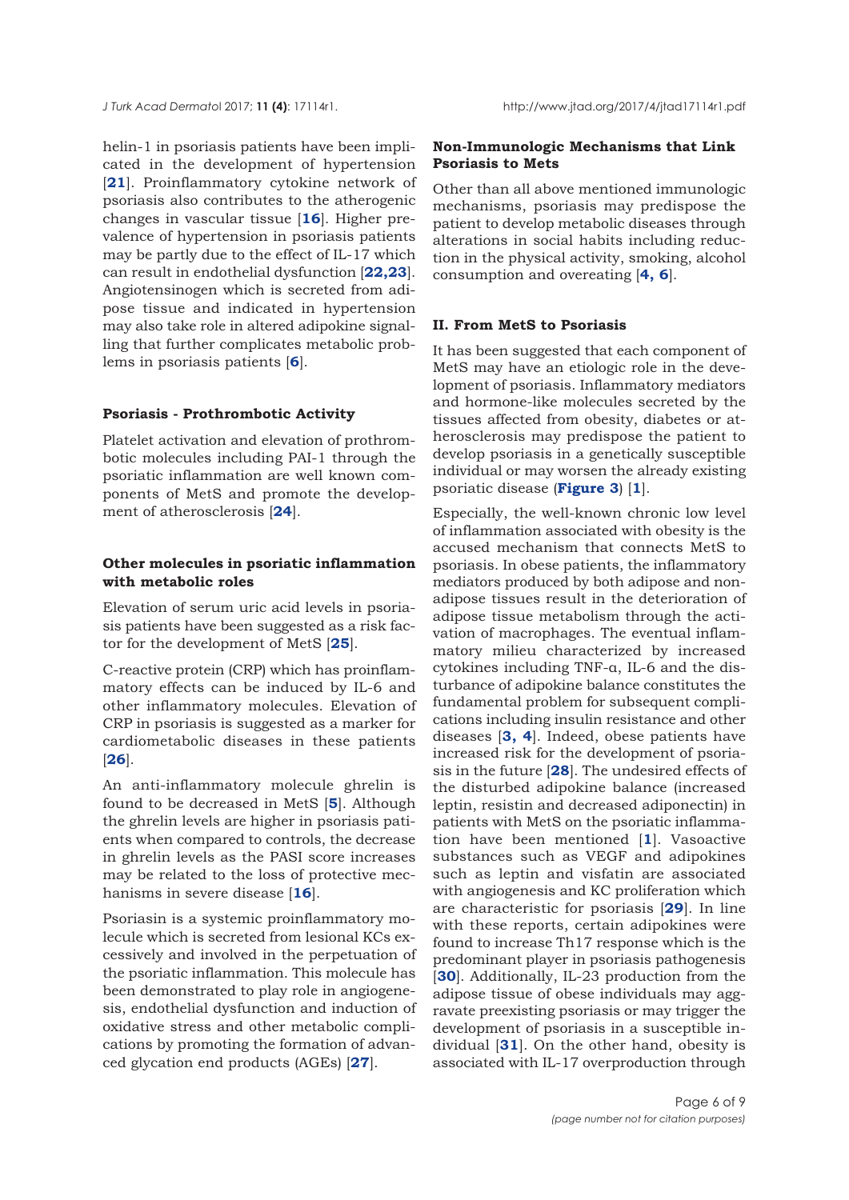helin-1 in psoriasis patients have been implicated in the development of hypertension [**21**]. Proinflammatory cytokine network of psoriasis also contributes to the atherogenic changes in vascular tissue [**16**]. Higher prevalence of hypertension in psoriasis patients may be partly due to the effect of IL-17 which can result in endothelial dysfunction [**22,23**]. Angiotensinogen which is secreted from adipose tissue and indicated in hypertension may also take role in altered adipokine signalling that further complicates metabolic problems in psoriasis patients [**6**].

### Psoriasis - Prothrombotic Activity

Platelet activation and elevation of prothrombotic molecules including PAI-1 through the psoriatic inflammation are well known components of MetS and promote the development of atherosclerosis [**24**].

### Other molecules in psoriatic inflammation with metabolic roles

Elevation of serum uric acid levels in psoriasis patients have been suggested as a risk factor for the development of MetS [**25**].

C-reactive protein (CRP) which has proinflammatory effects can be induced by IL-6 and other inflammatory molecules. Elevation of CRP in psoriasis is suggested as a marker for cardiometabolic diseases in these patients [**26**].

An anti-inflammatory molecule ghrelin is found to be decreased in MetS [**5**]. Although the ghrelin levels are higher in psoriasis patients when compared to controls, the decrease in ghrelin levels as the PASI score increases may be related to the loss of protective mechanisms in severe disease [**16**].

Psoriasin is a systemic proinflammatory molecule which is secreted from lesional KCs excessively and involved in the perpetuation of the psoriatic inflammation. This molecule has been demonstrated to play role in angiogenesis, endothelial dysfunction and induction of oxidative stress and other metabolic complications by promoting the formation of advanced glycation end products (AGEs) [**27**].

### Non-Immunologic Mechanisms that Link Psoriasis to Mets

Other than all above mentioned immunologic mechanisms, psoriasis may predispose the patient to develop metabolic diseases through alterations in social habits including reduction in the physical activity, smoking, alcohol consumption and overeating [**4, 6**].

### II. From MetS to Psoriasis

It has been suggested that each component of MetS may have an etiologic role in the development of psoriasis. Inflammatory mediators and hormone-like molecules secreted by the tissues affected from obesity, diabetes or atherosclerosis may predispose the patient to develop psoriasis in a genetically susceptible individual or may worsen the already existing psoriatic disease (**Figure 3**) [**1**].

Especially, the well-known chronic low level of inflammation associated with obesity is the accused mechanism that connects MetS to psoriasis. In obese patients, the inflammatory mediators produced by both adipose and non-adipose tissues result in the deterioration of adipose tissue metabolism through the activation of macrophages. The eventual inflammatory milieu characterized by increased cytokines including TNF-α, IL-6 and the disturbance of adipokine balance constitutes the fundamental problem for subsequent complications including insulin resistance and other diseases [**3, 4**]. Indeed, obese patients have increased risk for the development of psoriasis in the future [**28**]. The undesired effects of the disturbed adipokine balance (increased leptin, resistin and decreased adiponectin) in patients with MetS on the psoriatic inflammation have been mentioned [**1**]. Vasoactive substances such as VEGF and adipokines such as leptin and visfatin are associated with angiogenesis and KC proliferation which are characteristic for psoriasis [**29**]. In line with these reports, certain adipokines were found to increase Th17 response which is the predominant player in psoriasis pathogenesis [**30**]. Additionally, IL-23 production from the adipose tissue of obese individuals may aggravate preexisting psoriasis or may trigger the development of psoriasis in a susceptible individual [**31**]. On the other hand, obesity is associated with IL-17 overproduction through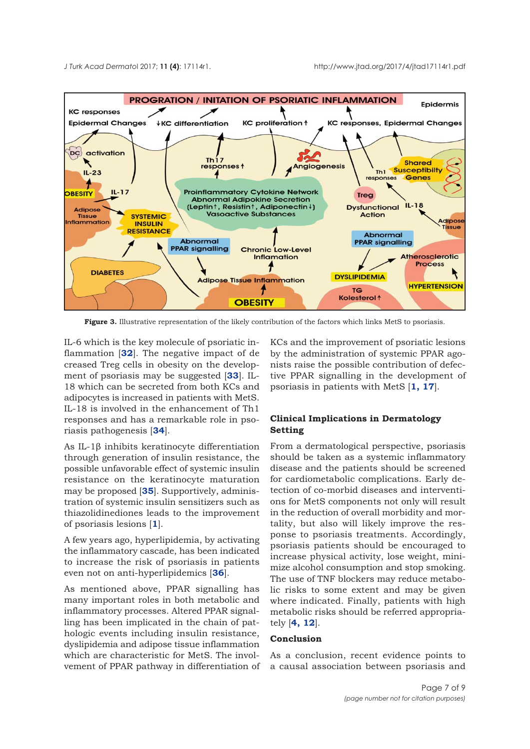**Figure 3.** Illustrative representation of the likely contribution of the factors which links MetS to psoriasis.

IL-6 which is the key molecule of psoriatic inflammation [32]. The negative impact of decreased Treg cells in obesity on the development of psoriasis may be suggested [33]. IL-18 which can be secreted from both KCs and adipocytes is increased in patients with MetS. IL-18 is involved in the enhancement of Th1 responses and has a remarkable role in psoriasis pathogenesis [34].

As IL-1β inhibits keratinocyte differentiation through generation of insulin resistance, the possible unfavorable effect of systemic insulin resistance on the keratinocyte maturation may be proposed [35]. Supportively, administration of systemic insulin sensitizers such as thiazolidinediones leads to the improvement of psoriasis lesions [1].

A few years ago, hyperlipidemia, by activating the inflammatory cascade, has been indicated to increase the risk of psoriasis in patients even not on anti-hyperlipidemics [36].

As mentioned above, PPAR signalling has many important roles in both metabolic and inflammatory processes. Altered PPAR signalling has been implicated in the chain of pathologic events including insulin resistance, dyslipidemia and adipose tissue inflammation which are characteristic for MetS. The involvement of PPAR pathway in differentiation of KCs and the improvement of psoriatic lesions by the administration of systemic PPAR agonists raise the possible contribution of defective PPAR signalling in the development of psoriasis in patients with MetS [1, 17].

## Clinical Implications in Dermatology Setting

From a dermatological perspective, psoriasis should be taken as a systemic inflammatory disease and the patients should be screened for cardiometabolic complications. Early detection of co-morbid diseases and interventions for MetS components not only will result in the reduction of overall morbidity and mortality, but also will likely improve the response to psoriasis treatments. Accordingly, psoriasis patients should be encouraged to increase physical activity, lose weight, minimize alcohol consumption and stop smoking. The use of TNF blockers may reduce metabolic risks to some extent and may be given where indicated. Finally, patients with high metabolic risks should be referred appropriately [4, 12].

## Conclusion

As a conclusion, recent evidence points to a causal association between psoriasis and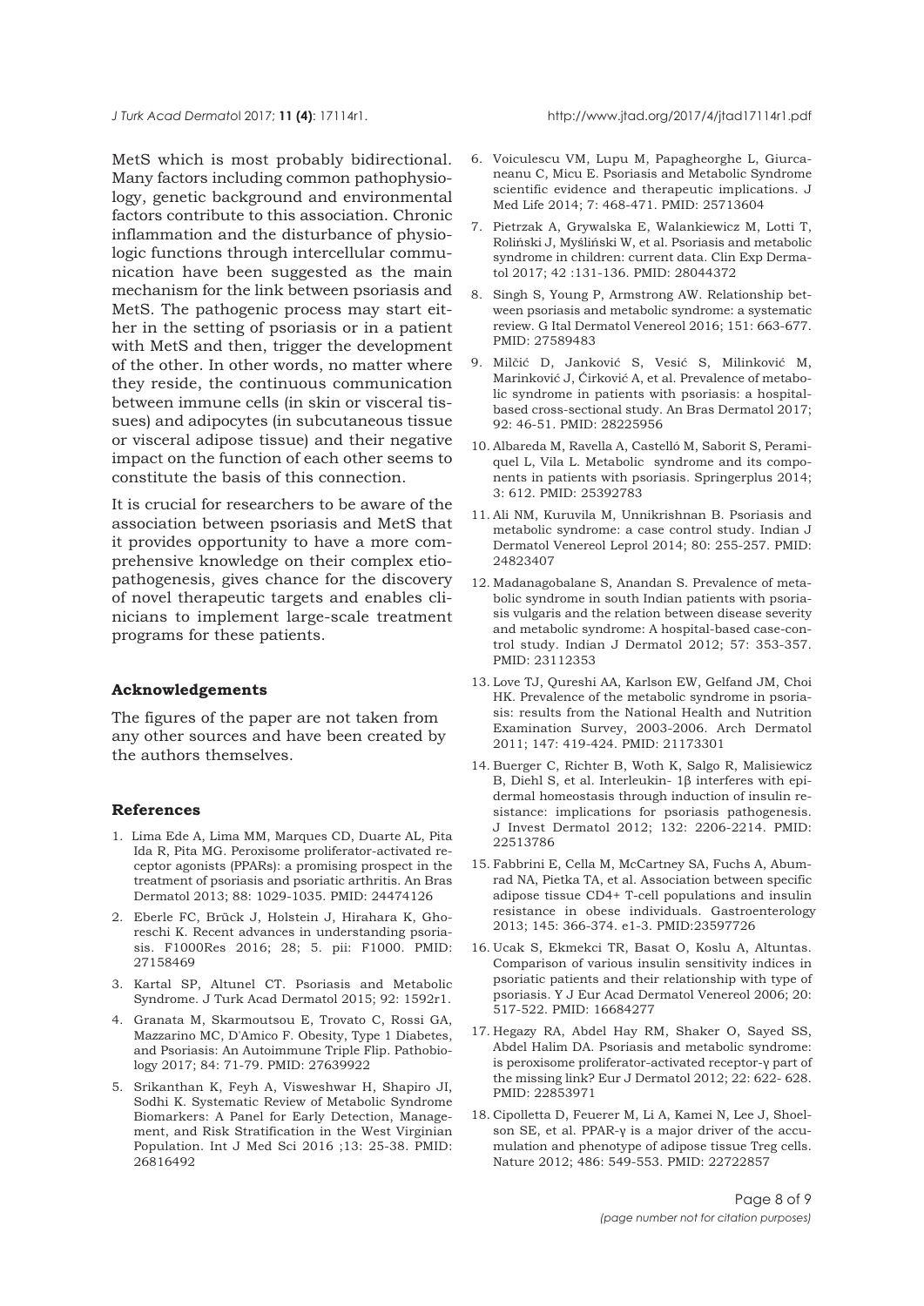MetS which is most probably bidirectional. Many factors including common pathophysiology, genetic background and environmental factors contribute to this association. Chronic inflammation and the disturbance of physiologic functions through intercellular communication have been suggested as the main mechanism for the link between psoriasis and MetS. The pathogenic process may start either in the setting of psoriasis or in a patient with MetS and then, trigger the development of the other. In other words, no matter where they reside, the continuous communication between immune cells (in skin or visceral tissues) and adipocytes (in subcutaneous tissue or visceral adipose tissue) and their negative impact on the function of each other seems to constitute the basis of this connection.

It is crucial for researchers to be aware of the association between psoriasis and MetS that it provides opportunity to have a more comprehensive knowledge on their complex etiopathogenesis, gives chance for the discovery of novel therapeutic targets and enables clinicians to implement large-scale treatment programs for these patients.

#### Acknowledgements

The figures of the paper are not taken from any other sources and have been created by the authors themselves.

#### References

1. Lima Ede A, Lima MM, Marques CD, Duarte AL, Pita Ida R, Pita MG. Peroxisome proliferator-activated receptor agonists (PPARs): a promising prospect in the treatment of psoriasis and psoriatic arthritis. An Bras Dermatol 2013; 88: 1029-1035. PMID: 24474126
2. Eberle FC, Brück J, Holstein J, Hirahara K, Ghoreschi K. Recent advances in understanding psoriasis. F1000Res 2016; 28; 5. pii: F1000. PMID: 27158469
3. Kartal SP, Altunel CT. Psoriasis and Metabolic Syndrome. J Turk Acad Dermatol 2015; 92: 1592r1.
4. Granata M, Skarmoutsou E, Trovato C, Rossi GA, Mazzarino MC, D'Amico F. Obesity, Type 1 Diabetes, and Psoriasis: An Autoimmune Triple Flip. Pathobiology 2017; 84: 71-79. PMID: 27639922
5. Srikanthan K, Feyh A, Visweshwar H, Shapiro JI, Sodhi K. Systematic Review of Metabolic Syndrome Biomarkers: A Panel for Early Detection, Management, and Risk Stratification in the West Virginian Population. Int J Med Sci 2016 ;13: 25-38. PMID: 26816492
6. Voiculescu VM, Lupu M, Papagheorghe L, Giurcaneanu C, Micu E. Psoriasis and Metabolic Syndrome scientific evidence and therapeutic implications. J Med Life 2014; 7: 468-471. PMID: 25713604
7. Pietrzak A, Grywalska E, Walankiewicz M, Lotti T, Roliński J, Myśliński W, et al. Psoriasis and metabolic syndrome in children: current data. Clin Exp Dermatol 2017; 42 :131-136. PMID: 28044372
8. Singh S, Young P, Armstrong AW. Relationship between psoriasis and metabolic syndrome: a systematic review. G Ital Dermatol Venereol 2016; 151: 663-677. PMID: 27589483
9. Milčić D, Janković S, Vesić S, Milinković M, Marinković J, Ćirković A, et al. Prevalence of metabolic syndrome in patients with psoriasis: a hospital-based cross-sectional study. An Bras Dermatol 2017; 92: 46-51. PMID: 28225956
10. Albareda M, Ravella A, Castelló M, Saborit S, Peramiquel L, Vila L. Metabolic syndrome and its components in patients with psoriasis. Springerplus 2014; 3: 612. PMID: 25392783
11. Ali NM, Kuruvila M, Unnikrishnan B. Psoriasis and metabolic syndrome: a case control study. Indian J Dermatol Venereol Leprol 2014; 80: 255-257. PMID: 24823407
12. Madanagobalane S, Anandan S. Prevalence of metabolic syndrome in south Indian patients with psoriasis vulgaris and the relation between disease severity and metabolic syndrome: A hospital-based case-control study. Indian J Dermatol 2012; 57: 353-357. PMID: 23112353
13. Love TJ, Qureshi AA, Karlson EW, Gelfand JM, Choi HK. Prevalence of the metabolic syndrome in psoriasis: results from the National Health and Nutrition Examination Survey, 2003-2006. Arch Dermatol 2011; 147: 419-424. PMID: 21173301
14. Buerger C, Richter B, Woth K, Salgo R, Malisiewicz B, Diehl S, et al. Interleukin- 1β interferes with epidermal homeostasis through induction of insulin resistance: implications for psoriasis pathogenesis. J Invest Dermatol 2012; 132: 2206-2214. PMID: 22513786
15. Fabbrini E, Cella M, McCartney SA, Fuchs A, Abumrad NA, Pietka TA, et al. Association between specific adipose tissue CD4+ T-cell populations and insulin resistance in obese individuals. Gastroenterology 2013; 145: 366-374. e1-3. PMID:23597726
16. Ucak S, Ekmekci TR, Basat O, Koslu A, Altuntas. Comparison of various insulin sensitivity indices in psoriatic patients and their relationship with type of psoriasis. Y J Eur Acad Dermatol Venereol 2006; 20: 517-522. PMID: 16684277
17. Hegazy RA, Abdel Hay RM, Shaker O, Sayed SS, Abdel Halim DA. Psoriasis and metabolic syndrome: is peroxisome proliferator-activated receptor-γ part of the missing link? Eur J Dermatol 2012; 22: 622- 628. PMID: 22853971
18. Cipolletta D, Feuerer M, Li A, Kamei N, Lee J, Shoelson SE, et al. PPAR-γ is a major driver of the accumulation and phenotype of adipose tissue Treg cells. Nature 2012; 486: 549-553. PMID: 22722857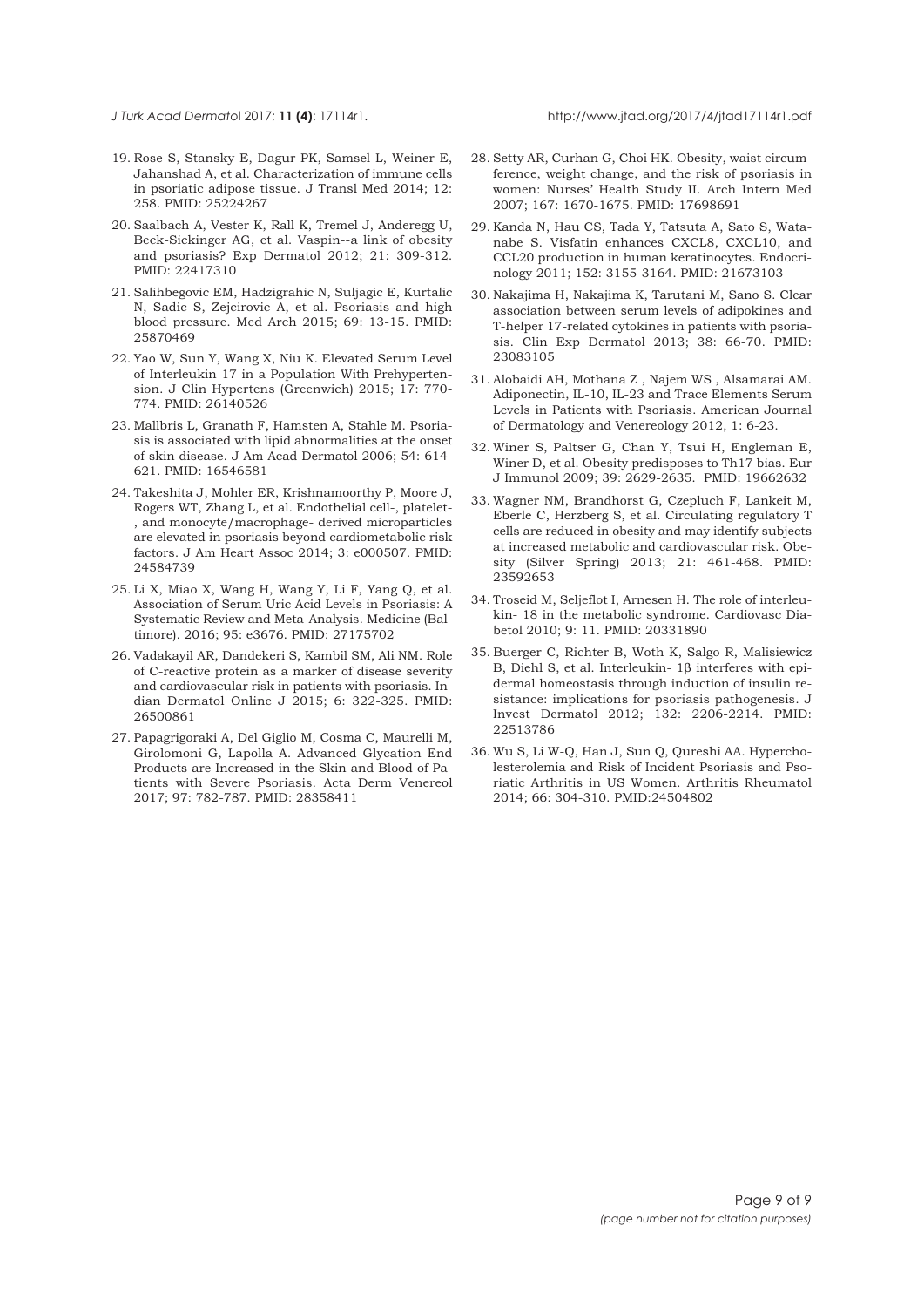19. Rose S, Stansky E, Dagur PK, Samsel L, Weiner E, Jahanshad A, et al. Characterization of immune cells in psoriatic adipose tissue. J Transl Med 2014; 12: 258. PMID: 25224267

20. Saalbach A, Vester K, Rall K, Tremel J, Anderegg U, Beck-Sickinger AG, et al. Vaspin--a link of obesity and psoriasis? Exp Dermatol 2012; 21: 309-312. PMID: 22417310

21. Salihbegovic EM, Hadzigrahic N, Suljagic E, Kurtalic N, Sadic S, Zejcirovic A, et al. Psoriasis and high blood pressure. Med Arch 2015; 69: 13-15. PMID: 25870469

22. Yao W, Sun Y, Wang X, Niu K. Elevated Serum Level of Interleukin 17 in a Population With Prehypertension. J Clin Hypertens (Greenwich) 2015; 17: 770-774. PMID: 26140526

23. Mallbris L, Granath F, Hamsten A, Stahle M. Psoriasis is associated with lipid abnormalities at the onset of skin disease. J Am Acad Dermatol 2006; 54: 614-621. PMID: 16546581

24. Takeshita J, Mohler ER, Krishnamoorthy P, Moore J, Rogers WT, Zhang L, et al. Endothelial cell-, platelet-, and monocyte/macrophage- derived microparticles are elevated in psoriasis beyond cardiometabolic risk factors. J Am Heart Assoc 2014; 3: e000507. PMID: 24584739

25. Li X, Miao X, Wang H, Wang Y, Li F, Yang Q, et al. Association of Serum Uric Acid Levels in Psoriasis: A Systematic Review and Meta-Analysis. Medicine (Baltimore). 2016; 95: e3676. PMID: 27175702

26. Vadakayil AR, Dandekeri S, Kambil SM, Ali NM. Role of C-reactive protein as a marker of disease severity and cardiovascular risk in patients with psoriasis. Indian Dermatol Online J 2015; 6: 322-325. PMID: 26500861

27. Papagrigoraki A, Del Giglio M, Cosma C, Maurelli M, Girolomoni G, Lapolla A. Advanced Glycation End Products are Increased in the Skin and Blood of Patients with Severe Psoriasis. Acta Derm Venereol 2017; 97: 782-787. PMID: 28358411

28. Setty AR, Curhan G, Choi HK. Obesity, waist circumference, weight change, and the risk of psoriasis in women: Nurses' Health Study II. Arch Intern Med 2007; 167: 1670-1675. PMID: 17698691

29. Kanda N, Hau CS, Tada Y, Tatsuta A, Sato S, Watanabe S. Visfatin enhances CXCL8, CXCL10, and CCL20 production in human keratinocytes. Endocrinology 2011; 152: 3155-3164. PMID: 21673103

30. Nakajima H, Nakajima K, Tarutani M, Sano S. Clear association between serum levels of adipokines and T-helper 17-related cytokines in patients with psoriasis. Clin Exp Dermatol 2013; 38: 66-70. PMID: 23083105

31. Alobaidi AH, Mothana Z , Najem WS , Alsamarai AM. Adiponectin, IL-10, IL-23 and Trace Elements Serum Levels in Patients with Psoriasis. American Journal of Dermatology and Venereology 2012, 1: 6-23.

32. Winer S, Paltser G, Chan Y, Tsui H, Engleman E, Winer D, et al. Obesity predisposes to Th17 bias. Eur J Immunol 2009; 39: 2629-2635. PMID: 19662632

33. Wagner NM, Brandhorst G, Czepluch F, Lankeit M, Eberle C, Herzberg S, et al. Circulating regulatory T cells are reduced in obesity and may identify subjects at increased metabolic and cardiovascular risk. Obesity (Silver Spring) 2013; 21: 461-468. PMID: 23592653

34. Troseid M, Seljeflot I, Arnesen H. The role of interleukin- 18 in the metabolic syndrome. Cardiovasc Diabetol 2010; 9: 11. PMID: 20331890

35. Buerger C, Richter B, Woth K, Salgo R, Malisiewicz B, Diehl S, et al. Interleukin- 1β interferes with epidermal homeostasis through induction of insulin resistance: implications for psoriasis pathogenesis. J Invest Dermatol 2012; 132: 2206-2214. PMID: 22513786

36. Wu S, Li W-Q, Han J, Sun Q, Qureshi AA. Hypercholesterolemia and Risk of Incident Psoriasis and Psoriatic Arthritis in US Women. Arthritis Rheumatol 2014; 66: 304-310. PMID:24504802